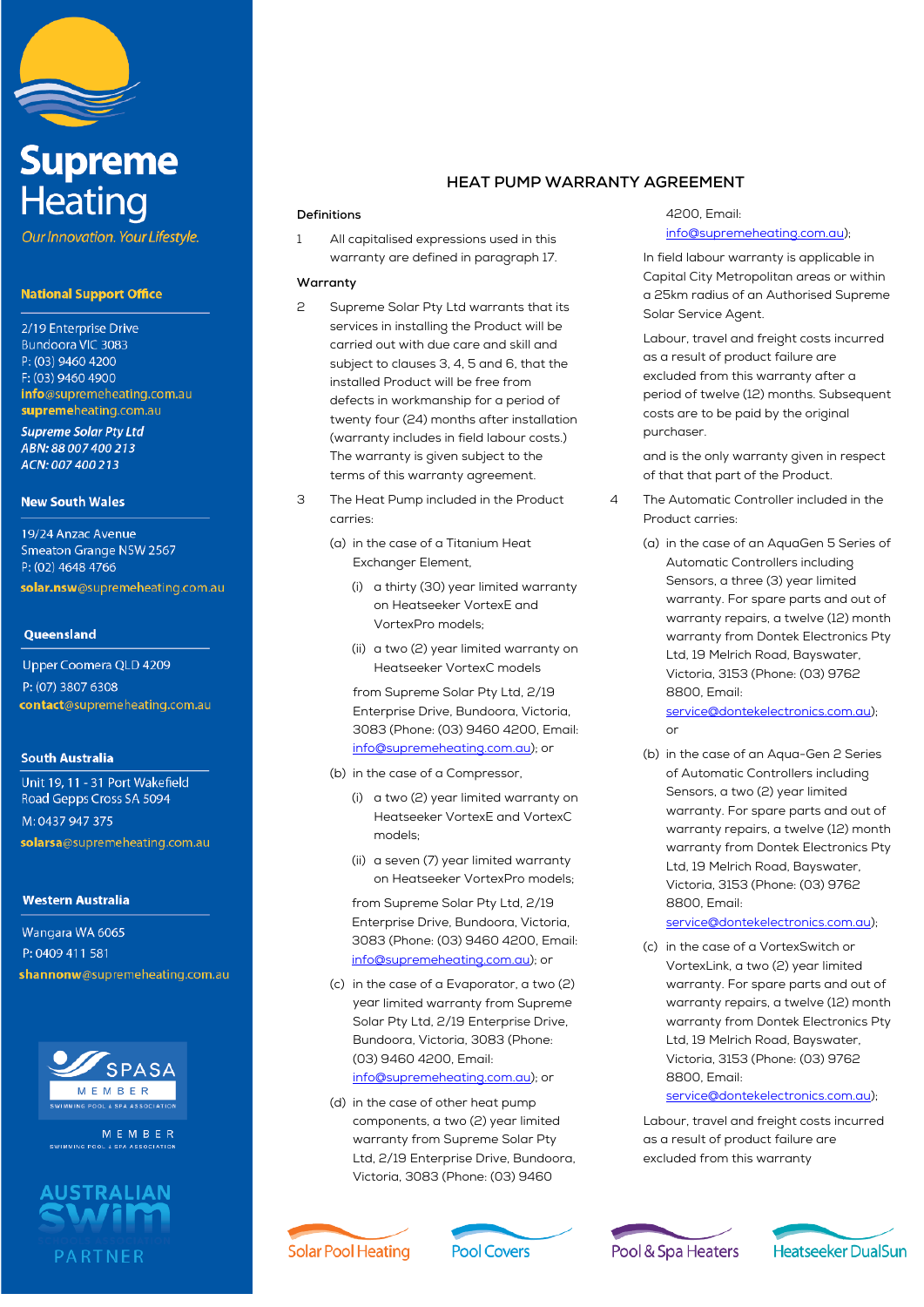Supreme Heating

*Our Innovation. Your Lifestyle.*

**National Support Office**

2/19 Enterprise Drive
Bundoora VIC 3083
P: (03) 9460 4200
F: (03) 9460 4900
**info**@supremeheating.com.au
**supreme**heating.com.au

***Supreme Solar Pty Ltd***
***ABN: 88 007 400 213***
***ACN: 007 400 213***

**New South Wales**

19/24 Anzac Avenue
Smeaton Grange NSW 2567
P: (02) 4648 4766
**solar.nsw**@supremeheating.com.au

**Queensland**

Upper Coomera QLD 4209
P: (07) 3807 6308
**contact**@supremeheating.com.au

**South Australia**

Unit 19, 11 - 31 Port Wakefield Road Gepps Cross SA 5094
M: 0437 947 375
**solarsa**@supremeheating.com.au

**Western Australia**

Wangara WA 6065
P: 0409 411 581
**shannonw**@supremeheating.com.au

SPASA MEMBER SWIMMING POOL & SPA ASSOCIATION

AUSTRALIAN SWIM PARTNER

# HEAT PUMP WARRANTY AGREEMENT

**Definitions**

1 All capitalised expressions used in this warranty are defined in paragraph 17.

**Warranty**

2 Supreme Solar Pty Ltd warrants that its services in installing the Product will be carried out with due care and skill and subject to clauses 3, 4, 5 and 6, that the installed Product will be free from defects in workmanship for a period of twenty four (24) months after installation (warranty includes in field labour costs.) The warranty is given subject to the terms of this warranty agreement.

3 The Heat Pump included in the Product carries:

(a) in the case of a Titanium Heat Exchanger Element,

(i) a thirty (30) year limited warranty on Heatseeker VortexE and VortexPro models;

(ii) a two (2) year limited warranty on Heatseeker VortexC models

from Supreme Solar Pty Ltd, 2/19 Enterprise Drive, Bundoora, Victoria, 3083 (Phone: (03) 9460 4200, Email: info@supremeheating.com.au); or

(b) in the case of a Compressor,

(i) a two (2) year limited warranty on Heatseeker VortexE and VortexC models;

(ii) a seven (7) year limited warranty on Heatseeker VortexPro models;

from Supreme Solar Pty Ltd, 2/19 Enterprise Drive, Bundoora, Victoria, 3083 (Phone: (03) 9460 4200, Email: info@supremeheating.com.au); or

(c) in the case of a Evaporator, a two (2) year limited warranty from Supreme Solar Pty Ltd, 2/19 Enterprise Drive, Bundoora, Victoria, 3083 (Phone: (03) 9460 4200, Email: info@supremeheating.com.au); or

(d) in the case of other heat pump components, a two (2) year limited warranty from Supreme Solar Pty Ltd, 2/19 Enterprise Drive, Bundoora, Victoria, 3083 (Phone: (03) 9460 4200, Email: info@supremeheating.com.au);

In field labour warranty is applicable in Capital City Metropolitan areas or within a 25km radius of an Authorised Supreme Solar Service Agent.

Labour, travel and freight costs incurred as a result of product failure are excluded from this warranty after a period of twelve (12) months. Subsequent costs are to be paid by the original purchaser.

and is the only warranty given in respect of that that part of the Product.

4 The Automatic Controller included in the Product carries:

(a) in the case of an AquaGen 5 Series of Automatic Controllers including Sensors, a three (3) year limited warranty. For spare parts and out of warranty repairs, a twelve (12) month warranty from Dontek Electronics Pty Ltd, 19 Melrich Road, Bayswater, Victoria, 3153 (Phone: (03) 9762 8800, Email: service@dontekelectronics.com.au); or

(b) in the case of an Aqua-Gen 2 Series of Automatic Controllers including Sensors, a two (2) year limited warranty. For spare parts and out of warranty repairs, a twelve (12) month warranty from Dontek Electronics Pty Ltd, 19 Melrich Road, Bayswater, Victoria, 3153 (Phone: (03) 9762 8800, Email: service@dontekelectronics.com.au);

(c) in the case of a VortexSwitch or VortexLink, a two (2) year limited warranty. For spare parts and out of warranty repairs, a twelve (12) month warranty from Dontek Electronics Pty Ltd, 19 Melrich Road, Bayswater, Victoria, 3153 (Phone: (03) 9762 8800, Email: service@dontekelectronics.com.au);

Labour, travel and freight costs incurred as a result of product failure are excluded from this warranty

Solar Pool Heating | Pool Covers | Pool & Spa Heaters | Heatseeker DualSun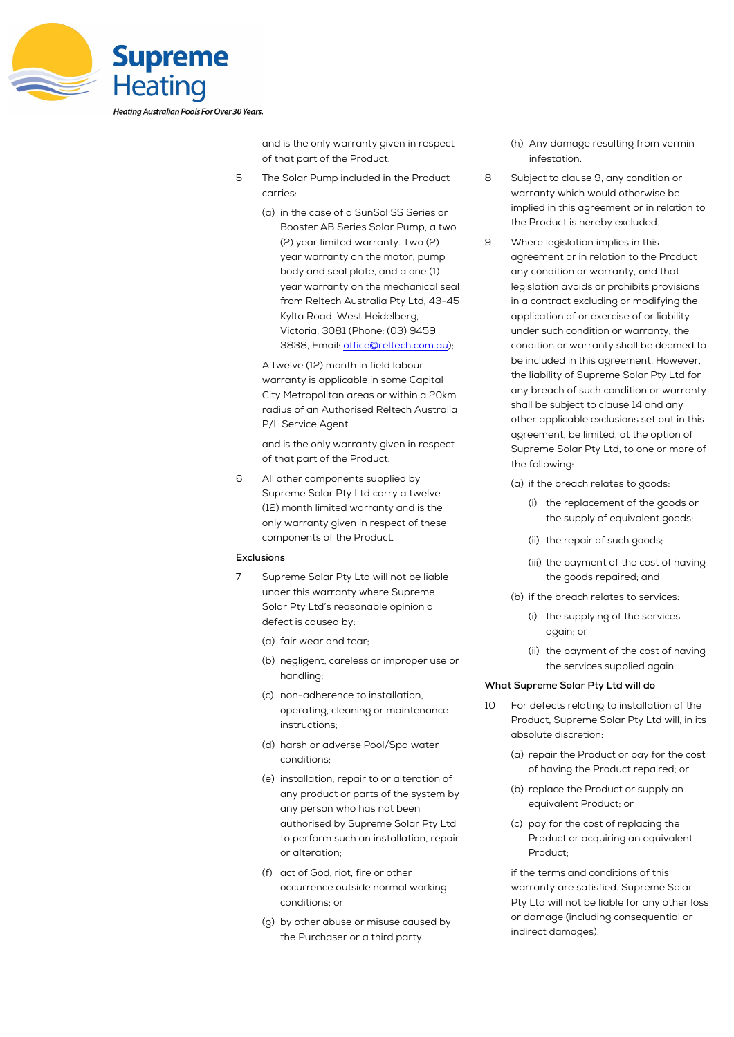and is the only warranty given in respect of that part of the Product.

5 The Solar Pump included in the Product carries:

(a) in the case of a SunSol SS Series or Booster AB Series Solar Pump, a two (2) year limited warranty. Two (2) year warranty on the motor, pump body and seal plate, and a one (1) year warranty on the mechanical seal from Reltech Australia Pty Ltd, 43-45 Kylta Road, West Heidelberg, Victoria, 3081 (Phone: (03) 9459 3838, Email: office@reltech.com.au);

A twelve (12) month in field labour warranty is applicable in some Capital City Metropolitan areas or within a 20km radius of an Authorised Reltech Australia P/L Service Agent.

and is the only warranty given in respect of that part of the Product.

6 All other components supplied by Supreme Solar Pty Ltd carry a twelve (12) month limited warranty and is the only warranty given in respect of these components of the Product.

**Exclusions**

7 Supreme Solar Pty Ltd will not be liable under this warranty where Supreme Solar Pty Ltd's reasonable opinion a defect is caused by:

(a) fair wear and tear;

(b) negligent, careless or improper use or handling;

(c) non-adherence to installation, operating, cleaning or maintenance instructions;

(d) harsh or adverse Pool/Spa water conditions;

(e) installation, repair to or alteration of any product or parts of the system by any person who has not been authorised by Supreme Solar Pty Ltd to perform such an installation, repair or alteration;

(f) act of God, riot, fire or other occurrence outside normal working conditions; or

(g) by other abuse or misuse caused by the Purchaser or a third party.

(h) Any damage resulting from vermin infestation.

8 Subject to clause 9, any condition or warranty which would otherwise be implied in this agreement or in relation to the Product is hereby excluded.

9 Where legislation implies in this agreement or in relation to the Product any condition or warranty, and that legislation avoids or prohibits provisions in a contract excluding or modifying the application of or exercise of or liability under such condition or warranty, the condition or warranty shall be deemed to be included in this agreement. However, the liability of Supreme Solar Pty Ltd for any breach of such condition or warranty shall be subject to clause 14 and any other applicable exclusions set out in this agreement, be limited, at the option of Supreme Solar Pty Ltd, to one or more of the following:

(a) if the breach relates to goods:

(i) the replacement of the goods or the supply of equivalent goods;

(ii) the repair of such goods;

(iii) the payment of the cost of having the goods repaired; and

(b) if the breach relates to services:

(i) the supplying of the services again; or

(ii) the payment of the cost of having the services supplied again.

**What Supreme Solar Pty Ltd will do**

10 For defects relating to installation of the Product, Supreme Solar Pty Ltd will, in its absolute discretion:

(a) repair the Product or pay for the cost of having the Product repaired; or

(b) replace the Product or supply an equivalent Product; or

(c) pay for the cost of replacing the Product or acquiring an equivalent Product;

if the terms and conditions of this warranty are satisfied. Supreme Solar Pty Ltd will not be liable for any other loss or damage (including consequential or indirect damages).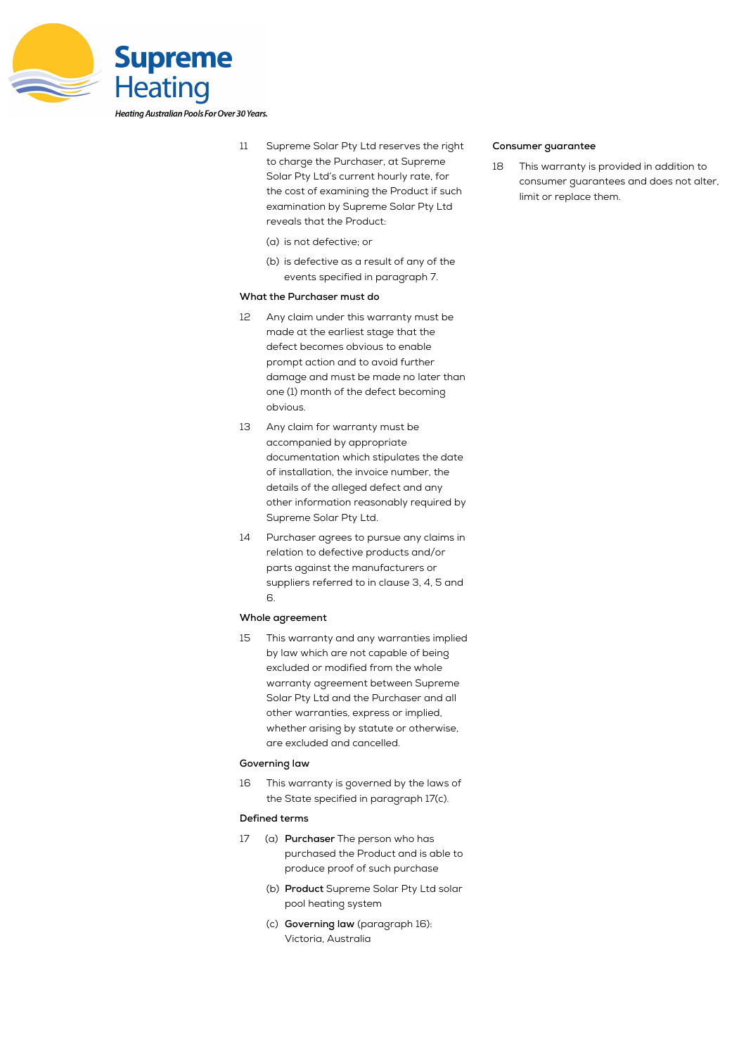**Supreme Heating**

*Heating Australian Pools For Over 30 Years.*

11 Supreme Solar Pty Ltd reserves the right to charge the Purchaser, at Supreme Solar Pty Ltd's current hourly rate, for the cost of examining the Product if such examination by Supreme Solar Pty Ltd reveals that the Product:

(a) is not defective; or

(b) is defective as a result of any of the events specified in paragraph 7.

### What the Purchaser must do

12 Any claim under this warranty must be made at the earliest stage that the defect becomes obvious to enable prompt action and to avoid further damage and must be made no later than one (1) month of the defect becoming obvious.

13 Any claim for warranty must be accompanied by appropriate documentation which stipulates the date of installation, the invoice number, the details of the alleged defect and any other information reasonably required by Supreme Solar Pty Ltd.

14 Purchaser agrees to pursue any claims in relation to defective products and/or parts against the manufacturers or suppliers referred to in clause 3, 4, 5 and 6.

### Whole agreement

15 This warranty and any warranties implied by law which are not capable of being excluded or modified from the whole warranty agreement between Supreme Solar Pty Ltd and the Purchaser and all other warranties, express or implied, whether arising by statute or otherwise, are excluded and cancelled.

### Governing law

16 This warranty is governed by the laws of the State specified in paragraph 17(c).

### Defined terms

17 (a) **Purchaser** The person who has purchased the Product and is able to produce proof of such purchase

(b) **Product** Supreme Solar Pty Ltd solar pool heating system

(c) **Governing law** (paragraph 16): Victoria, Australia

### Consumer guarantee

18 This warranty is provided in addition to consumer guarantees and does not alter, limit or replace them.